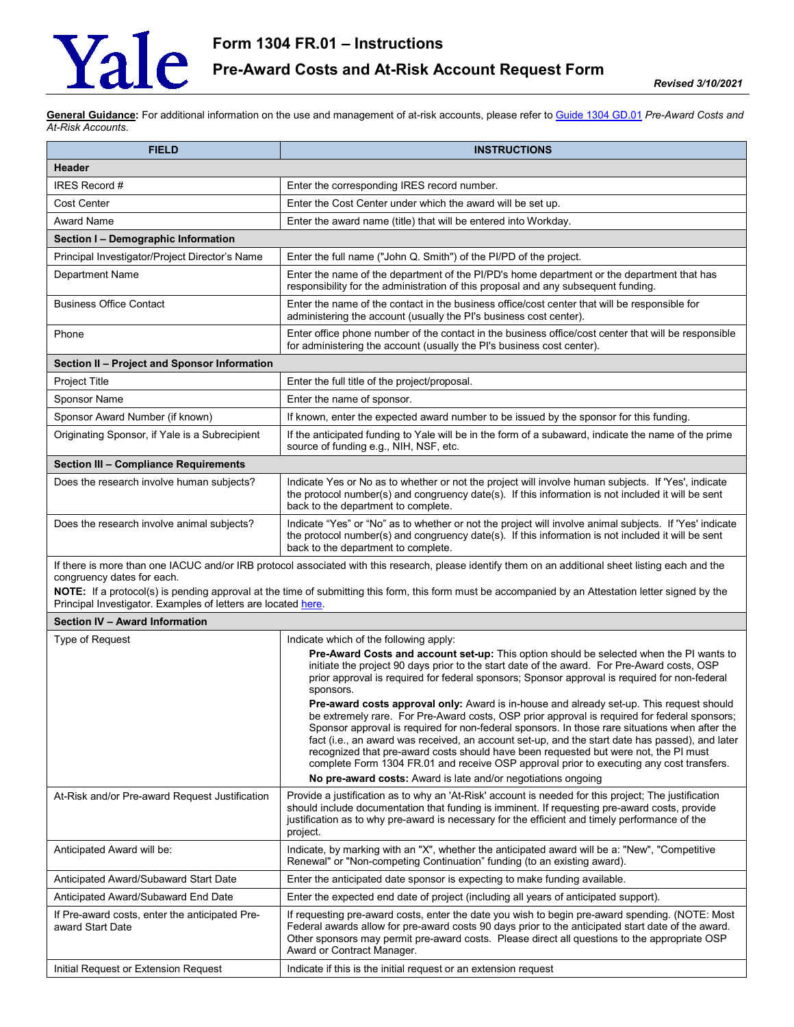# Form 1304 FR.01 – Instructions

## Pre-Award Costs and At-Risk Account Request Form

***Revised 3/10/2021***

**General Guidance:** For additional information on the use and management of at-risk accounts, please refer to [Guide 1304 GD.01](#) *Pre-Award Costs and At-Risk Accounts*.

| FIELD | INSTRUCTIONS |
|---|---|
| **Header** | |
| IRES Record # | Enter the corresponding IRES record number. |
| Cost Center | Enter the Cost Center under which the award will be set up. |
| Award Name | Enter the award name (title) that will be entered into Workday. |
| **Section I – Demographic Information** | |
| Principal Investigator/Project Director's Name | Enter the full name ("John Q. Smith") of the PI/PD of the project. |
| Department Name | Enter the name of the department of the PI/PD's home department or the department that has responsibility for the administration of this proposal and any subsequent funding. |
| Business Office Contact | Enter the name of the contact in the business office/cost center that will be responsible for administering the account (usually the PI's business cost center). |
| Phone | Enter office phone number of the contact in the business office/cost center that will be responsible for administering the account (usually the PI's business cost center). |
| **Section II – Project and Sponsor Information** | |
| Project Title | Enter the full title of the project/proposal. |
| Sponsor Name | Enter the name of sponsor. |
| Sponsor Award Number (if known) | If known, enter the expected award number to be issued by the sponsor for this funding. |
| Originating Sponsor, if Yale is a Subrecipient | If the anticipated funding to Yale will be in the form of a subaward, indicate the name of the prime source of funding e.g., NIH, NSF, etc. |
| **Section III – Compliance Requirements** | |
| Does the research involve human subjects? | Indicate Yes or No as to whether or not the project will involve human subjects. If 'Yes', indicate the protocol number(s) and congruency date(s). If this information is not included it will be sent back to the department to complete. |
| Does the research involve animal subjects? | Indicate "Yes" or "No" as to whether or not the project will involve animal subjects. If 'Yes' indicate the protocol number(s) and congruency date(s). If this information is not included it will be sent back to the department to complete. |
| If there is more than one IACUC and/or IRB protocol associated with this research, please identify them on an additional sheet listing each and the congruency dates for each.<br>**NOTE:** If a protocol(s) is pending approval at the time of submitting this form, this form must be accompanied by an Attestation letter signed by the Principal Investigator. Examples of letters are located [here](#). | |
| **Section IV – Award Information** | |
| Type of Request | Indicate which of the following apply:<br>**Pre-Award Costs and account set-up:** This option should be selected when the PI wants to initiate the project 90 days prior to the start date of the award. For Pre-Award costs, OSP prior approval is required for federal sponsors; Sponsor approval is required for non-federal sponsors.<br>**Pre-award costs approval only:** Award is in-house and already set-up. This request should be extremely rare. For Pre-Award costs, OSP prior approval is required for federal sponsors; Sponsor approval is required for non-federal sponsors. In those rare situations when after the fact (i.e., an award was received, an account set-up, and the start date has passed), and later recognized that pre-award costs should have been requested but were not, the PI must complete Form 1304 FR.01 and receive OSP approval prior to executing any cost transfers.<br>**No pre-award costs:** Award is late and/or negotiations ongoing |
| At-Risk and/or Pre-award Request Justification | Provide a justification as to why an 'At-Risk' account is needed for this project; The justification should include documentation that funding is imminent. If requesting pre-award costs, provide justification as to why pre-award is necessary for the efficient and timely performance of the project. |
| Anticipated Award will be: | Indicate, by marking with an "X", whether the anticipated award will be a: "New", "Competitive Renewal" or "Non-competing Continuation" funding (to an existing award). |
| Anticipated Award/Subaward Start Date | Enter the anticipated date sponsor is expecting to make funding available. |
| Anticipated Award/Subaward End Date | Enter the expected end date of project (including all years of anticipated support). |
| If Pre-award costs, enter the anticipated Pre-award Start Date | If requesting pre-award costs, enter the date you wish to begin pre-award spending. (NOTE: Most Federal awards allow for pre-award costs 90 days prior to the anticipated start date of the award. Other sponsors may permit pre-award costs. Please direct all questions to the appropriate OSP Award or Contract Manager. |
| Initial Request or Extension Request | Indicate if this is the initial request or an extension request |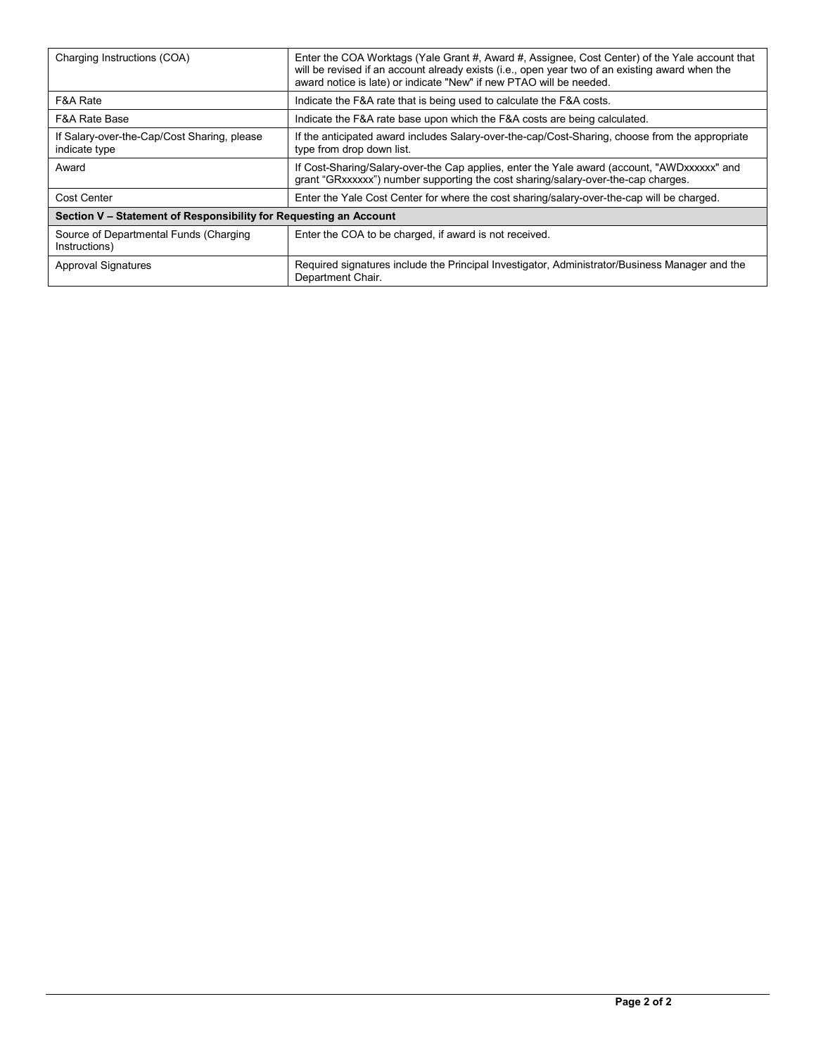| | |
|---|---|
| Charging Instructions (COA) | Enter the COA Worktags (Yale Grant #, Award #, Assignee, Cost Center) of the Yale account that will be revised if an account already exists (i.e., open year two of an existing award when the award notice is late) or indicate "New" if new PTAO will be needed. |
| F&A Rate | Indicate the F&A rate that is being used to calculate the F&A costs. |
| F&A Rate Base | Indicate the F&A rate base upon which the F&A costs are being calculated. |
| If Salary-over-the-Cap/Cost Sharing, please indicate type | If the anticipated award includes Salary-over-the-cap/Cost-Sharing, choose from the appropriate type from drop down list. |
| Award | If Cost-Sharing/Salary-over-the Cap applies, enter the Yale award (account, "AWDxxxxxx" and grant "GRxxxxxx") number supporting the cost sharing/salary-over-the-cap charges. |
| Cost Center | Enter the Yale Cost Center for where the cost sharing/salary-over-the-cap will be charged. |
| **Section V – Statement of Responsibility for Requesting an Account** | |
| Source of Departmental Funds (Charging Instructions) | Enter the COA to be charged, if award is not received. |
| Approval Signatures | Required signatures include the Principal Investigator, Administrator/Business Manager and the Department Chair. |